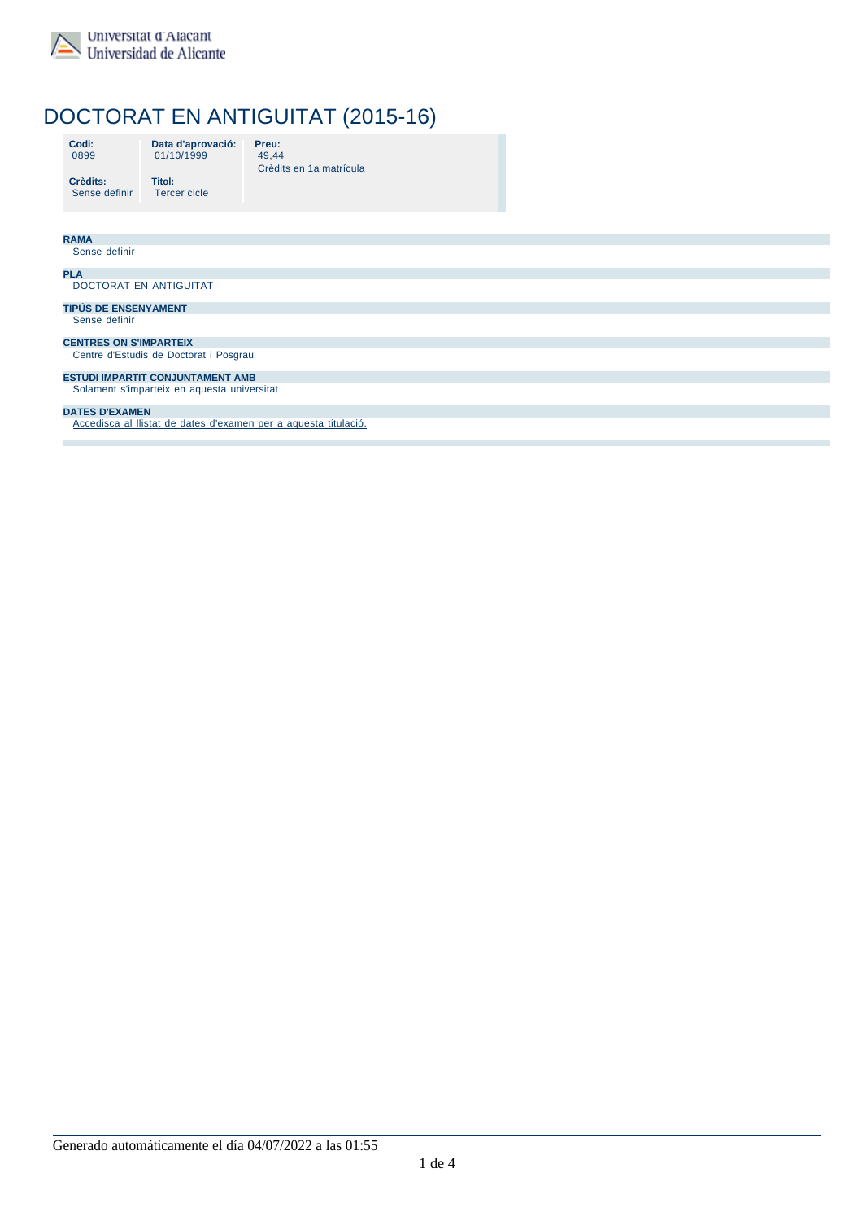Universitat d'Alacant
Universidad de Alicante

# DOCTORAT EN ANTIGUITAT (2015-16)

| Codi: | Data d'aprovació: | Preu: |
|---|---|---|
| 0899 | 01/10/1999 | 49,44 Crèdits en 1a matrícula |
| **Crèdits:** | **Titol:** | |
| Sense definir | Tercer cicle | |

**RAMA**
Sense definir

**PLA**
DOCTORAT EN ANTIGUITAT

**TIPÚS DE ENSENYAMENT**
Sense definir

**CENTRES ON S'IMPARTEIX**
Centre d'Estudis de Doctorat i Posgrau

**ESTUDI IMPARTIT CONJUNTAMENT AMB**
Solament s'imparteix en aquesta universitat

**DATES D'EXAMEN**
Accedisca al llistat de dates d'examen per a aquesta titulació.

Generado automáticamente el día 04/07/2022 a las 01:55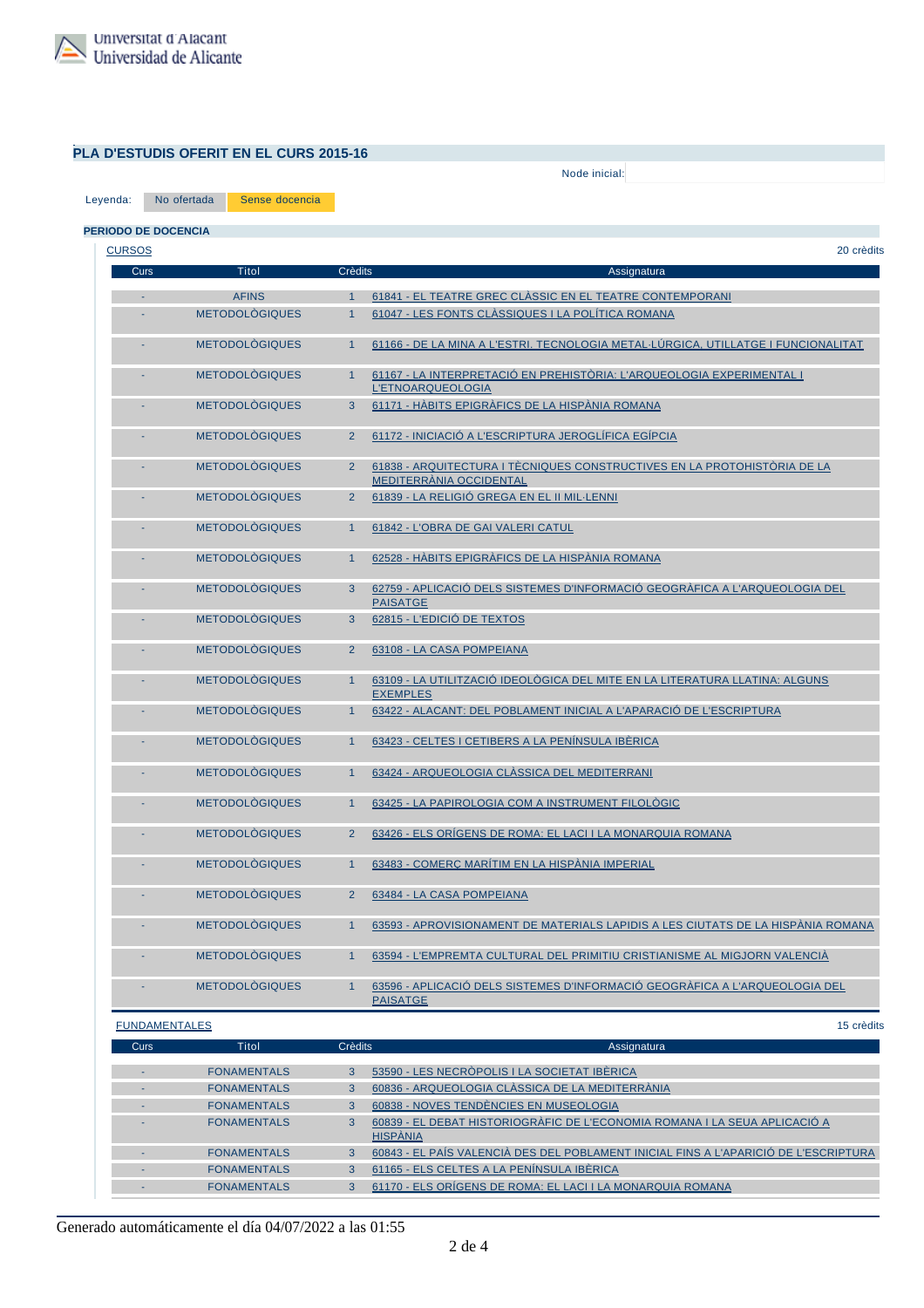## PLA D'ESTUDIS OFERIT EN EL CURS 2015-16

Node inicial:

Leyenda: No ofertada | Sense docencia

### PERIODO DE DOCENCIA

CURSOS — 20 crèdits

| Curs | Títol | Crèdits | Assignatura |
|---|---|---|---|
| - | AFINS | 1 | 61841 - EL TEATRE GREC CLÀSSIC EN EL TEATRE CONTEMPORANI |
| - | METODOLÒGIQUES | 1 | 61047 - LES FONTS CLÀSSIQUES I LA POLÍTICA ROMANA |
| - | METODOLÒGIQUES | 1 | 61166 - DE LA MINA A L'ESTRI. TECNOLOGIA METAL·LÚRGICA, UTILLATGE I FUNCIONALITAT |
| - | METODOLÒGIQUES | 1 | 61167 - LA INTERPRETACIÓ EN PREHISTÒRIA: L'ARQUEOLOGIA EXPERIMENTAL I L'ETNOARQUEOLOGIA |
| - | METODOLÒGIQUES | 3 | 61171 - HÀBITS EPIGRÀFICS DE LA HISPÀNIA ROMANA |
| - | METODOLÒGIQUES | 2 | 61172 - INICIACIÓ A L'ESCRIPTURA JEROGLÍFICA EGÍPCIA |
| - | METODOLÒGIQUES | 2 | 61838 - ARQUITECTURA I TÈCNIQUES CONSTRUCTIVES EN LA PROTOHISTÒRIA DE LA MEDITERRÀNIA OCCIDENTAL |
| - | METODOLÒGIQUES | 2 | 61839 - LA RELIGIÓ GREGA EN EL II MIL·LENNI |
| - | METODOLÒGIQUES | 1 | 61842 - L'OBRA DE GAI VALERI CATUL |
| - | METODOLÒGIQUES | 1 | 62528 - HÀBITS EPIGRÀFICS DE LA HISPÀNIA ROMANA |
| - | METODOLÒGIQUES | 3 | 62759 - APLICACIÓ DELS SISTEMES D'INFORMACIÓ GEOGRÀFICA A L'ARQUEOLOGIA DEL PAISATGE |
| - | METODOLÒGIQUES | 3 | 62815 - L'EDICIÓ DE TEXTOS |
| - | METODOLÒGIQUES | 2 | 63108 - LA CASA POMPEIANA |
| - | METODOLÒGIQUES | 1 | 63109 - LA UTILITZACIÓ IDEOLÒGICA DEL MITE EN LA LITERATURA LLATINA: ALGUNS EXEMPLES |
| - | METODOLÒGIQUES | 1 | 63422 - ALACANT: DEL POBLAMENT INICIAL A L'APARACIÓ DE L'ESCRIPTURA |
| - | METODOLÒGIQUES | 1 | 63423 - CELTES I CETIBERS A LA PENÍNSULA IBÈRICA |
| - | METODOLÒGIQUES | 1 | 63424 - ARQUEOLOGIA CLÀSSICA DEL MEDITERRANI |
| - | METODOLÒGIQUES | 1 | 63425 - LA PAPIROLOGIA COM A INSTRUMENT FILOLÒGIC |
| - | METODOLÒGIQUES | 2 | 63426 - ELS ORÍGENS DE ROMA: EL LACI I LA MONARQUIA ROMANA |
| - | METODOLÒGIQUES | 1 | 63483 - COMERÇ MARÍTIM EN LA HISPÀNIA IMPERIAL |
| - | METODOLÒGIQUES | 2 | 63484 - LA CASA POMPEIANA |
| - | METODOLÒGIQUES | 1 | 63593 - APROVISIONAMENT DE MATERIALS LAPIDIS A LES CIUTATS DE LA HISPÀNIA ROMANA |
| - | METODOLÒGIQUES | 1 | 63594 - L'EMPREMTA CULTURAL DEL PRIMITIU CRISTIANISME AL MIGJORN VALENCIÀ |
| - | METODOLÒGIQUES | 1 | 63596 - APLICACIÓ DELS SISTEMES D'INFORMACIÓ GEOGRÀFICA A L'ARQUEOLOGIA DEL PAISATGE |

FUNDAMENTALES — 15 crèdits

| Curs | Títol | Crèdits | Assignatura |
|---|---|---|---|
| - | FONAMENTALS | 3 | 53590 - LES NECRÒPOLIS I LA SOCIETAT IBÈRICA |
| - | FONAMENTALS | 3 | 60836 - ARQUEOLOGIA CLÀSSICA DE LA MEDITERRÀNIA |
| - | FONAMENTALS | 3 | 60838 - NOVES TENDÈNCIES EN MUSEOLOGIA |
| - | FONAMENTALS | 3 | 60839 - EL DEBAT HISTORIOGRÀFIC DE L'ECONOMIA ROMANA I LA SEUA APLICACIÓ A HISPÀNIA |
| - | FONAMENTALS | 3 | 60843 - EL PAÍS VALENCIÀ DES DEL POBLAMENT INICIAL FINS A L'APARICIÓ DE L'ESCRIPTURA |
| - | FONAMENTALS | 3 | 61165 - ELS CELTES A LA PENÍNSULA IBÈRICA |
| - | FONAMENTALS | 3 | 61170 - ELS ORÍGENS DE ROMA: EL LACI I LA MONARQUIA ROMANA |

Generado automáticamente el día 04/07/2022 a las 01:55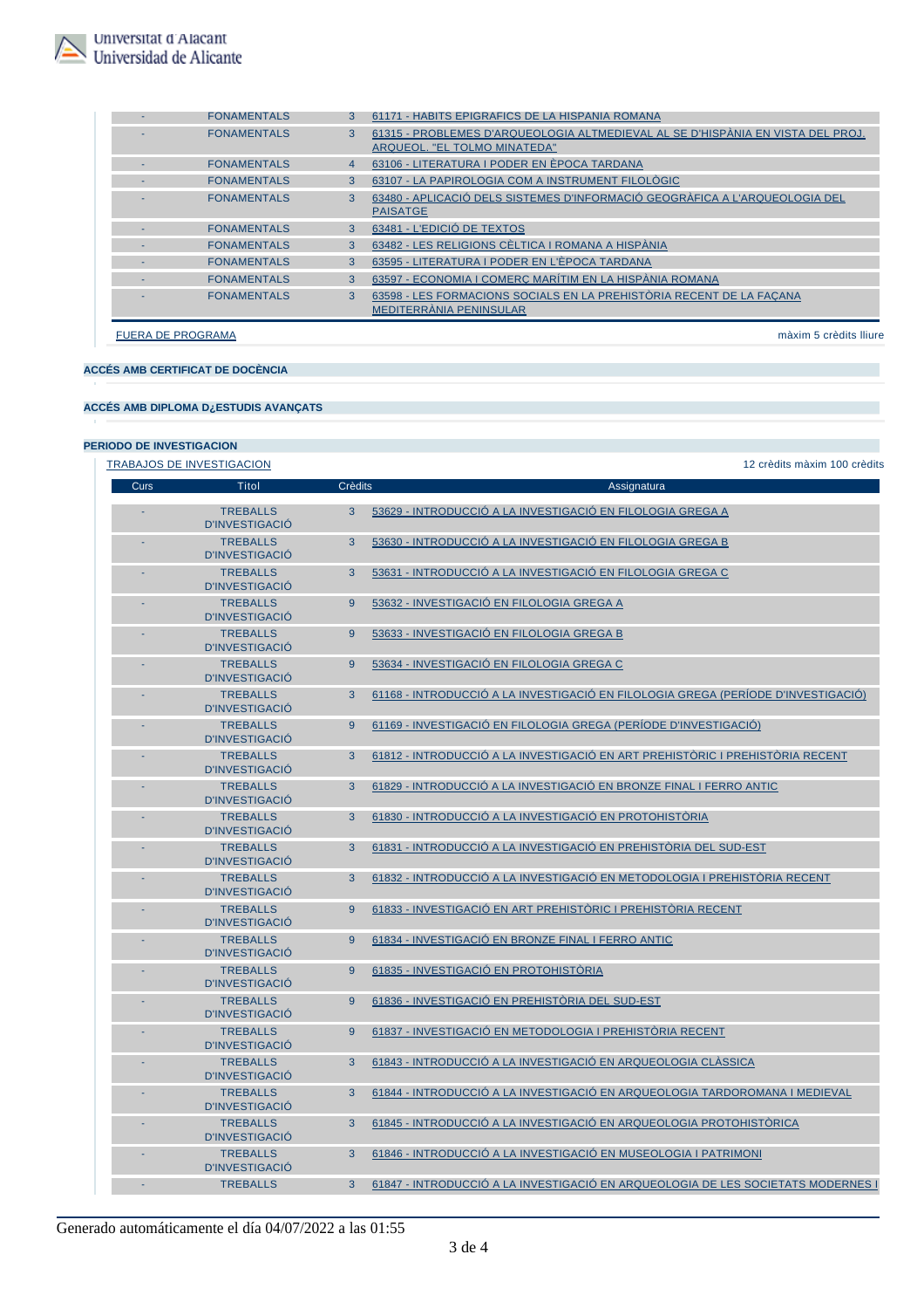| Curs | Títol | Crèdits | Assignatura |
|---|---|---|---|
| - | FONAMENTALS | 3 | 61171 - HABITS EPIGRAFICS DE LA HISPANIA ROMANA |
| - | FONAMENTALS | 3 | 61315 - PROBLEMES D'ARQUEOLOGIA ALTMEDIEVAL AL SE D'HISPÀNIA EN VISTA DEL PROJ. ARQUEOL. "EL TOLMO MINATEDA" |
| - | FONAMENTALS | 4 | 63106 - LITERATURA I PODER EN ÈPOCA TARDANA |
| - | FONAMENTALS | 3 | 63107 - LA PAPIROLOGIA COM A INSTRUMENT FILOLÒGIC |
| - | FONAMENTALS | 3 | 63480 - APLICACIÓ DELS SISTEMES D'INFORMACIÓ GEOGRÀFICA A L'ARQUEOLOGIA DEL PAISATGE |
| - | FONAMENTALS | 3 | 63481 - L'EDICIÓ DE TEXTOS |
| - | FONAMENTALS | 3 | 63482 - LES RELIGIONS CÈLTICA I ROMANA A HISPÀNIA |
| - | FONAMENTALS | 3 | 63595 - LITERATURA I PODER EN L'ÈPOCA TARDANA |
| - | FONAMENTALS | 3 | 63597 - ECONOMIA I COMERÇ MARÍTIM EN LA HISPÀNIA ROMANA |
| - | FONAMENTALS | 3 | 63598 - LES FORMACIONS SOCIALS EN LA PREHISTÒRIA RECENT DE LA FAÇANA MEDITERRÀNIA PENINSULAR |

FUERA DE PROGRAMA — màxim 5 crèdits lliure

**ACCÉS AMB CERTIFICAT DE DOCÈNCIA**

**ACCÉS AMB DIPLOMA D¿ESTUDIS AVANÇATS**

**PERIODO DE INVESTIGACION**

TRABAJOS DE INVESTIGACION — 12 crèdits màxim 100 crèdits

| Curs | Títol | Crèdits | Assignatura |
|---|---|---|---|
| - | TREBALLS D'INVESTIGACIÓ | 3 | 53629 - INTRODUCCIÓ A LA INVESTIGACIÓ EN FILOLOGIA GREGA A |
| - | TREBALLS D'INVESTIGACIÓ | 3 | 53630 - INTRODUCCIÓ A LA INVESTIGACIÓ EN FILOLOGIA GREGA B |
| - | TREBALLS D'INVESTIGACIÓ | 3 | 53631 - INTRODUCCIÓ A LA INVESTIGACIÓ EN FILOLOGIA GREGA C |
| - | TREBALLS D'INVESTIGACIÓ | 9 | 53632 - INVESTIGACIÓ EN FILOLOGIA GREGA A |
| - | TREBALLS D'INVESTIGACIÓ | 9 | 53633 - INVESTIGACIÓ EN FILOLOGIA GREGA B |
| - | TREBALLS D'INVESTIGACIÓ | 9 | 53634 - INVESTIGACIÓ EN FILOLOGIA GREGA C |
| - | TREBALLS D'INVESTIGACIÓ | 3 | 61168 - INTRODUCCIÓ A LA INVESTIGACIÓ EN FILOLOGIA GREGA (PERÍODE D'INVESTIGACIÓ) |
| - | TREBALLS D'INVESTIGACIÓ | 9 | 61169 - INVESTIGACIÓ EN FILOLOGIA GREGA (PERÍODE D'INVESTIGACIÓ) |
| - | TREBALLS D'INVESTIGACIÓ | 3 | 61812 - INTRODUCCIÓ A LA INVESTIGACIÓ EN ART PREHISTÒRIC I PREHISTÒRIA RECENT |
| - | TREBALLS D'INVESTIGACIÓ | 3 | 61829 - INTRODUCCIÓ A LA INVESTIGACIÓ EN BRONZE FINAL I FERRO ANTIC |
| - | TREBALLS D'INVESTIGACIÓ | 3 | 61830 - INTRODUCCIÓ A LA INVESTIGACIÓ EN PROTOHISTÒRIA |
| - | TREBALLS D'INVESTIGACIÓ | 3 | 61831 - INTRODUCCIÓ A LA INVESTIGACIÓ EN PREHISTÒRIA DEL SUD-EST |
| - | TREBALLS D'INVESTIGACIÓ | 3 | 61832 - INTRODUCCIÓ A LA INVESTIGACIÓ EN METODOLOGIA I PREHISTÒRIA RECENT |
| - | TREBALLS D'INVESTIGACIÓ | 9 | 61833 - INVESTIGACIÓ EN ART PREHISTÒRIC I PREHISTÒRIA RECENT |
| - | TREBALLS D'INVESTIGACIÓ | 9 | 61834 - INVESTIGACIÓ EN BRONZE FINAL I FERRO ANTIC |
| - | TREBALLS D'INVESTIGACIÓ | 9 | 61835 - INVESTIGACIÓ EN PROTOHISTÒRIA |
| - | TREBALLS D'INVESTIGACIÓ | 9 | 61836 - INVESTIGACIÓ EN PREHISTÒRIA DEL SUD-EST |
| - | TREBALLS D'INVESTIGACIÓ | 9 | 61837 - INVESTIGACIÓ EN METODOLOGIA I PREHISTÒRIA RECENT |
| - | TREBALLS D'INVESTIGACIÓ | 3 | 61843 - INTRODUCCIÓ A LA INVESTIGACIÓ EN ARQUEOLOGIA CLÀSSICA |
| - | TREBALLS D'INVESTIGACIÓ | 3 | 61844 - INTRODUCCIÓ A LA INVESTIGACIÓ EN ARQUEOLOGIA TARDOROMANA I MEDIEVAL |
| - | TREBALLS D'INVESTIGACIÓ | 3 | 61845 - INTRODUCCIÓ A LA INVESTIGACIÓ EN ARQUEOLOGIA PROTOHISTÒRICA |
| - | TREBALLS D'INVESTIGACIÓ | 3 | 61846 - INTRODUCCIÓ A LA INVESTIGACIÓ EN MUSEOLOGIA I PATRIMONI |
| - | TREBALLS | 3 | 61847 - INTRODUCCIÓ A LA INVESTIGACIÓ EN ARQUEOLOGIA DE LES SOCIETATS MODERNES I |

Generado automáticamente el día 04/07/2022 a las 01:55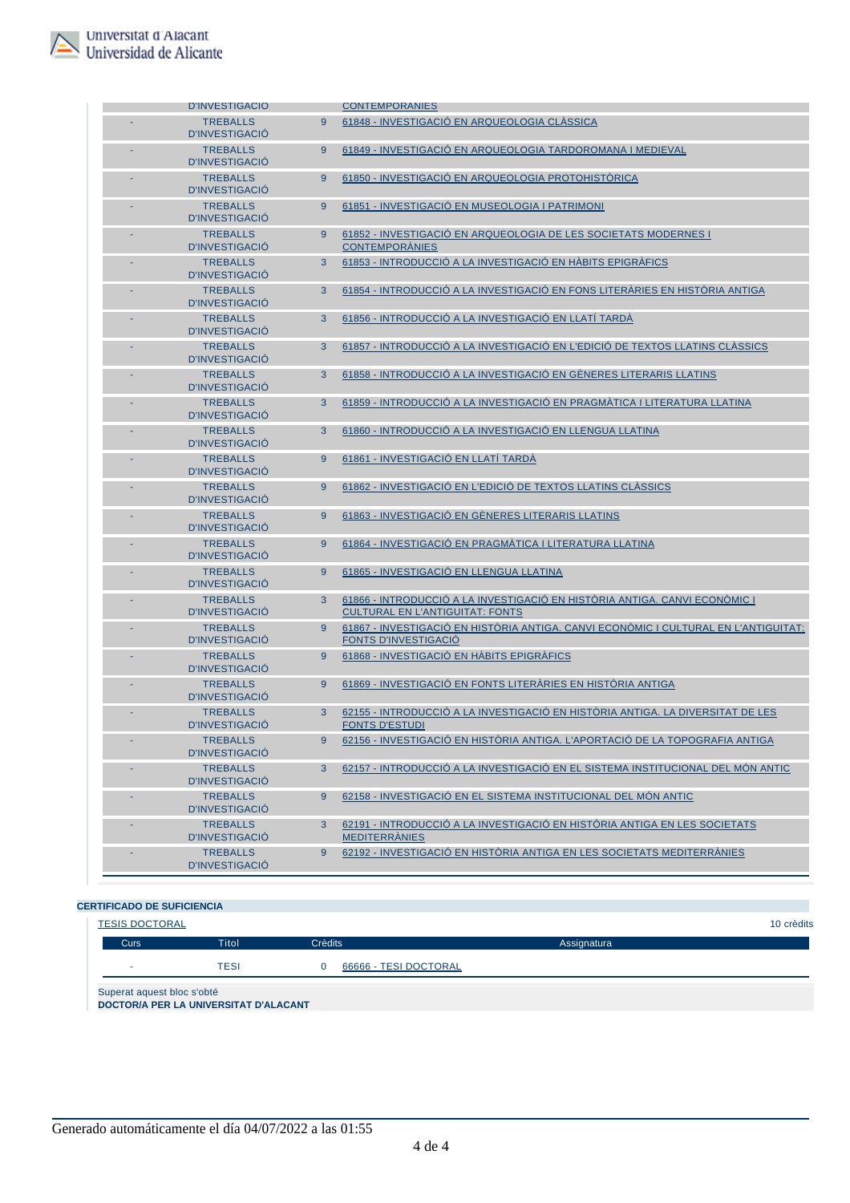| | | | |
|---|---|---|---|
| | D'INVESTIGACIÓ | | CONTEMPORÀNIES |
| - | TREBALLS D'INVESTIGACIÓ | 9 | 61848 - INVESTIGACIÓ EN ARQUEOLOGIA CLÀSSICA |
| - | TREBALLS D'INVESTIGACIÓ | 9 | 61849 - INVESTIGACIÓ EN ARQUEOLOGIA TARDOROMANA I MEDIEVAL |
| - | TREBALLS D'INVESTIGACIÓ | 9 | 61850 - INVESTIGACIÓ EN ARQUEOLOGIA PROTOHISTÒRICA |
| - | TREBALLS D'INVESTIGACIÓ | 9 | 61851 - INVESTIGACIÓ EN MUSEOLOGIA I PATRIMONI |
| - | TREBALLS D'INVESTIGACIÓ | 9 | 61852 - INVESTIGACIÓ EN ARQUEOLOGIA DE LES SOCIETATS MODERNES I CONTEMPORÀNIES |
| - | TREBALLS D'INVESTIGACIÓ | 3 | 61853 - INTRODUCCIÓ A LA INVESTIGACIÓ EN HÀBITS EPIGRÀFICS |
| - | TREBALLS D'INVESTIGACIÓ | 3 | 61854 - INTRODUCCIÓ A LA INVESTIGACIÓ EN FONS LITERÀRIES EN HISTÒRIA ANTIGA |
| - | TREBALLS D'INVESTIGACIÓ | 3 | 61856 - INTRODUCCIÓ A LA INVESTIGACIÓ EN LLATÍ TARDÀ |
| - | TREBALLS D'INVESTIGACIÓ | 3 | 61857 - INTRODUCCIÓ A LA INVESTIGACIÓ EN L'EDICIÓ DE TEXTOS LLATINS CLÀSSICS |
| - | TREBALLS D'INVESTIGACIÓ | 3 | 61858 - INTRODUCCIÓ A LA INVESTIGACIÓ EN GÈNERES LITERARIS LLATINS |
| - | TREBALLS D'INVESTIGACIÓ | 3 | 61859 - INTRODUCCIÓ A LA INVESTIGACIÓ EN PRAGMÀTICA I LITERATURA LLATINA |
| - | TREBALLS D'INVESTIGACIÓ | 3 | 61860 - INTRODUCCIÓ A LA INVESTIGACIÓ EN LLENGUA LLATINA |
| - | TREBALLS D'INVESTIGACIÓ | 9 | 61861 - INVESTIGACIÓ EN LLATÍ TARDÀ |
| - | TREBALLS D'INVESTIGACIÓ | 9 | 61862 - INVESTIGACIÓ EN L'EDICIÓ DE TEXTOS LLATINS CLÀSSICS |
| - | TREBALLS D'INVESTIGACIÓ | 9 | 61863 - INVESTIGACIÓ EN GÈNERES LITERARIS LLATINS |
| - | TREBALLS D'INVESTIGACIÓ | 9 | 61864 - INVESTIGACIÓ EN PRAGMÀTICA I LITERATURA LLATINA |
| - | TREBALLS D'INVESTIGACIÓ | 9 | 61865 - INVESTIGACIÓ EN LLENGUA LLATINA |
| - | TREBALLS D'INVESTIGACIÓ | 3 | 61866 - INTRODUCCIÓ A LA INVESTIGACIÓ EN HISTÒRIA ANTIGA. CANVI ECONÒMIC I CULTURAL EN L'ANTIGUITAT: FONTS |
| - | TREBALLS D'INVESTIGACIÓ | 9 | 61867 - INVESTIGACIÓ EN HISTÒRIA ANTIGA. CANVI ECONÒMIC I CULTURAL EN L'ANTIGUITAT: FONTS D'INVESTIGACIÓ |
| - | TREBALLS D'INVESTIGACIÓ | 9 | 61868 - INVESTIGACIÓ EN HÀBITS EPIGRÀFICS |
| - | TREBALLS D'INVESTIGACIÓ | 9 | 61869 - INVESTIGACIÓ EN FONTS LITERÀRIES EN HISTÒRIA ANTIGA |
| - | TREBALLS D'INVESTIGACIÓ | 3 | 62155 - INTRODUCCIÓ A LA INVESTIGACIÓ EN HISTÒRIA ANTIGA. LA DIVERSITAT DE LES FONTS D'ESTUDI |
| - | TREBALLS D'INVESTIGACIÓ | 9 | 62156 - INVESTIGACIÓ EN HISTÒRIA ANTIGA. L'APORTACIÓ DE LA TOPOGRAFIA ANTIGA |
| - | TREBALLS D'INVESTIGACIÓ | 3 | 62157 - INTRODUCCIÓ A LA INVESTIGACIÓ EN EL SISTEMA INSTITUCIONAL DEL MÓN ANTIC |
| - | TREBALLS D'INVESTIGACIÓ | 9 | 62158 - INVESTIGACIÓ EN EL SISTEMA INSTITUCIONAL DEL MÓN ANTIC |
| - | TREBALLS D'INVESTIGACIÓ | 3 | 62191 - INTRODUCCIÓ A LA INVESTIGACIÓ EN HISTÒRIA ANTIGA EN LES SOCIETATS MEDITERRÀNIES |
| - | TREBALLS D'INVESTIGACIÓ | 9 | 62192 - INVESTIGACIÓ EN HISTÒRIA ANTIGA EN LES SOCIETATS MEDITERRÀNIES |

**CERTIFICADO DE SUFICIENCIA**

TESIS DOCTORAL — 10 crèdits

| Curs | Títol | Crèdits | Assignatura |
|---|---|---|---|
| - | TESI | 0 | 66666 - TESI DOCTORAL |

Superat aquest bloc s'obté
**DOCTOR/A PER LA UNIVERSITAT D'ALACANT**

Generado automáticamente el día 04/07/2022 a las 01:55